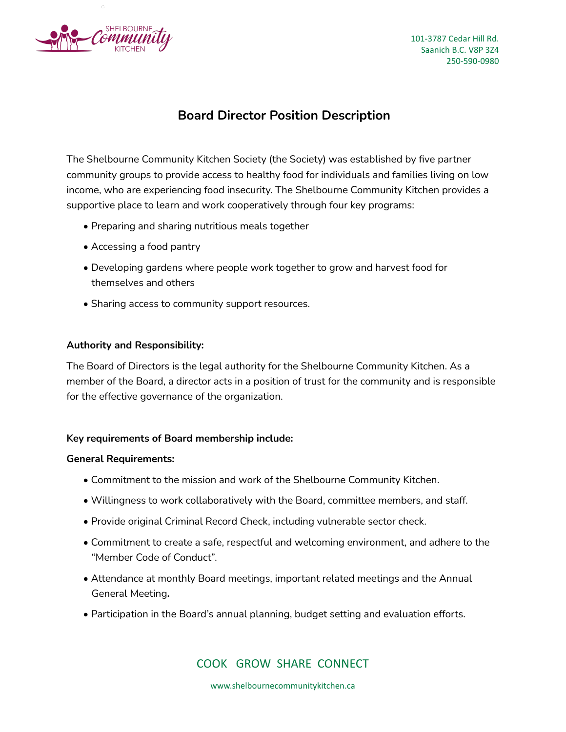101-3787 Cedar Hill Rd.
Saanich B.C. V8P 3Z4
250-590-0980

# Board Director Position Description

The Shelbourne Community Kitchen Society (the Society) was established by five partner community groups to provide access to healthy food for individuals and families living on low income, who are experiencing food insecurity. The Shelbourne Community Kitchen provides a supportive place to learn and work cooperatively through four key programs:

- Preparing and sharing nutritious meals together
- Accessing a food pantry
- Developing gardens where people work together to grow and harvest food for themselves and others
- Sharing access to community support resources.

**Authority and Responsibility:**

The Board of Directors is the legal authority for the Shelbourne Community Kitchen. As a member of the Board, a director acts in a position of trust for the community and is responsible for the effective governance of the organization.

**Key requirements of Board membership include:**

**General Requirements:**

- Commitment to the mission and work of the Shelbourne Community Kitchen.
- Willingness to work collaboratively with the Board, committee members, and staff.
- Provide original Criminal Record Check, including vulnerable sector check.
- Commitment to create a safe, respectful and welcoming environment, and adhere to the "Member Code of Conduct".
- Attendance at monthly Board meetings, important related meetings and the Annual General Meeting.
- Participation in the Board's annual planning, budget setting and evaluation efforts.

COOK GROW SHARE CONNECT

www.shelbournecommunitykitchen.ca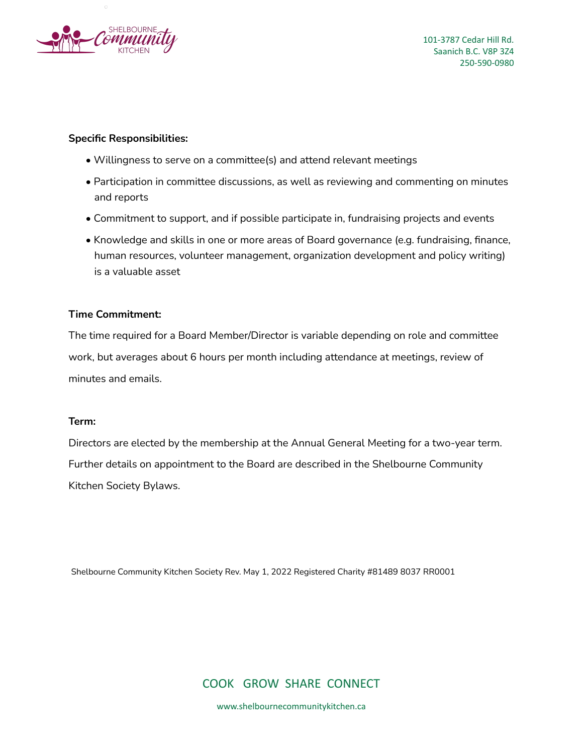**Specific Responsibilities:**

- Willingness to serve on a committee(s) and attend relevant meetings
- Participation in committee discussions, as well as reviewing and commenting on minutes and reports
- Commitment to support, and if possible participate in, fundraising projects and events
- Knowledge and skills in one or more areas of Board governance (e.g. fundraising, finance, human resources, volunteer management, organization development and policy writing) is a valuable asset

**Time Commitment:**

The time required for a Board Member/Director is variable depending on role and committee work, but averages about 6 hours per month including attendance at meetings, review of minutes and emails.

**Term:**

Directors are elected by the membership at the Annual General Meeting for a two-year term. Further details on appointment to the Board are described in the Shelbourne Community Kitchen Society Bylaws.

Shelbourne Community Kitchen Society Rev. May 1, 2022 Registered Charity #81489 8037 RR0001